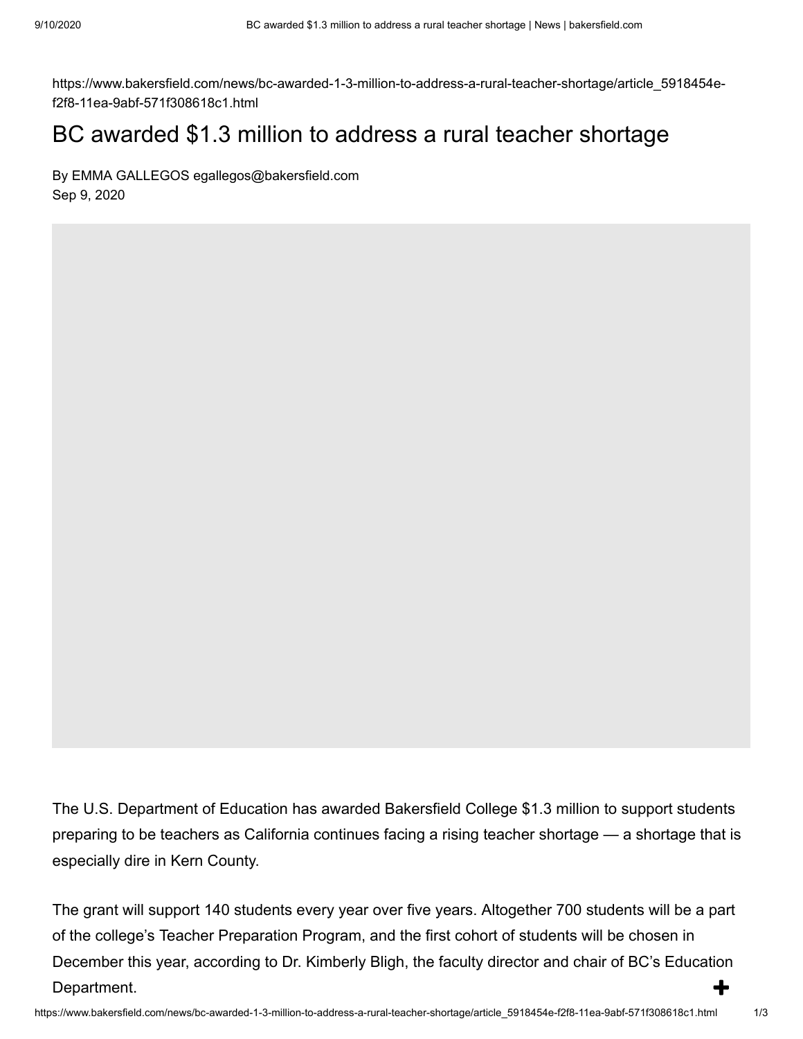https://www.bakersfield.com/news/bc-awarded-1-3-million-to-address-a-rural-teacher-shortage/article_5918454e-f2f8-11ea-9abf-571f308618c1.html

# BC awarded $1.3 million to address a rural teacher shortage

By EMMA GALLEGOS egallegos@bakersfield.com
Sep 9, 2020

The U.S. Department of Education has awarded Bakersfield College $1.3 million to support students preparing to be teachers as California continues facing a rising teacher shortage — a shortage that is especially dire in Kern County.

The grant will support 140 students every year over five years. Altogether 700 students will be a part of the college's Teacher Preparation Program, and the first cohort of students will be chosen in December this year, according to Dr. Kimberly Bligh, the faculty director and chair of BC's Education Department.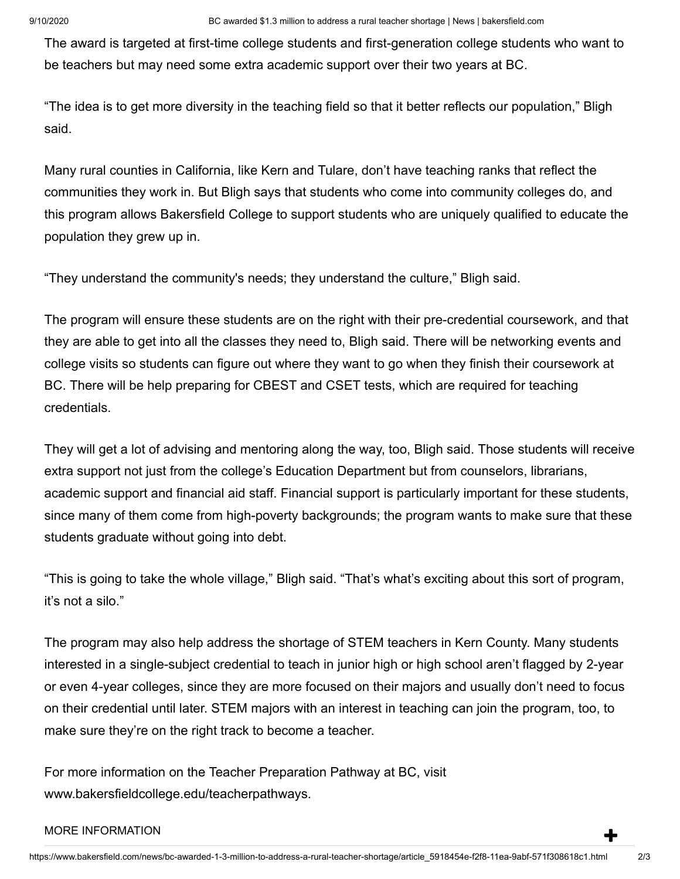The award is targeted at first-time college students and first-generation college students who want to be teachers but may need some extra academic support over their two years at BC.

“The idea is to get more diversity in the teaching field so that it better reflects our population,” Bligh said.

Many rural counties in California, like Kern and Tulare, don’t have teaching ranks that reflect the communities they work in. But Bligh says that students who come into community colleges do, and this program allows Bakersfield College to support students who are uniquely qualified to educate the population they grew up in.

“They understand the community's needs; they understand the culture,” Bligh said.

The program will ensure these students are on the right with their pre-credential coursework, and that they are able to get into all the classes they need to, Bligh said. There will be networking events and college visits so students can figure out where they want to go when they finish their coursework at BC. There will be help preparing for CBEST and CSET tests, which are required for teaching credentials.

They will get a lot of advising and mentoring along the way, too, Bligh said. Those students will receive extra support not just from the college’s Education Department but from counselors, librarians, academic support and financial aid staff. Financial support is particularly important for these students, since many of them come from high-poverty backgrounds; the program wants to make sure that these students graduate without going into debt.

“This is going to take the whole village,” Bligh said. “That’s what’s exciting about this sort of program, it’s not a silo.”

The program may also help address the shortage of STEM teachers in Kern County. Many students interested in a single-subject credential to teach in junior high or high school aren’t flagged by 2-year or even 4-year colleges, since they are more focused on their majors and usually don’t need to focus on their credential until later. STEM majors with an interest in teaching can join the program, too, to make sure they’re on the right track to become a teacher.

For more information on the Teacher Preparation Pathway at BC, visit www.bakersfieldcollege.edu/teacherpathways.

MORE INFORMATION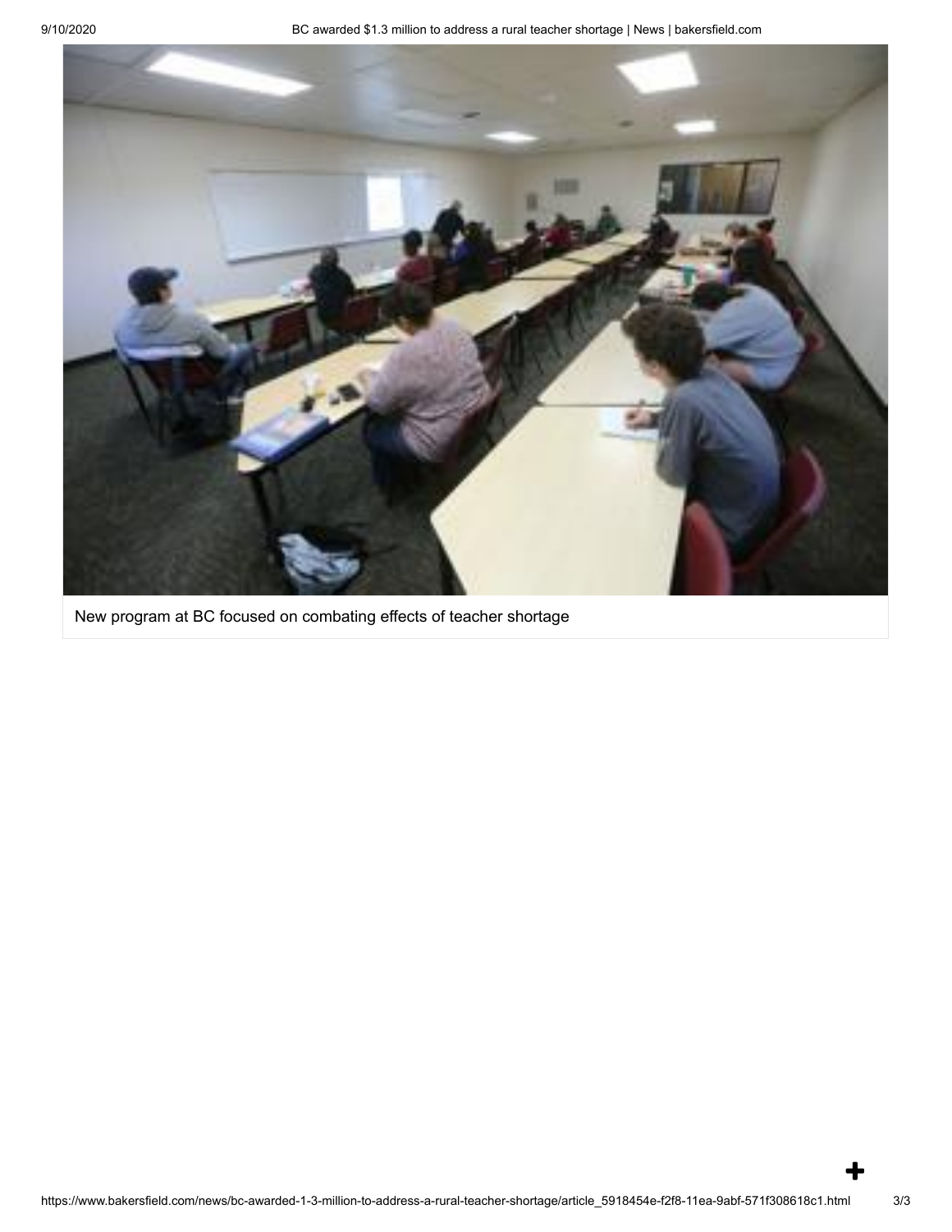New program at BC focused on combating effects of teacher shortage